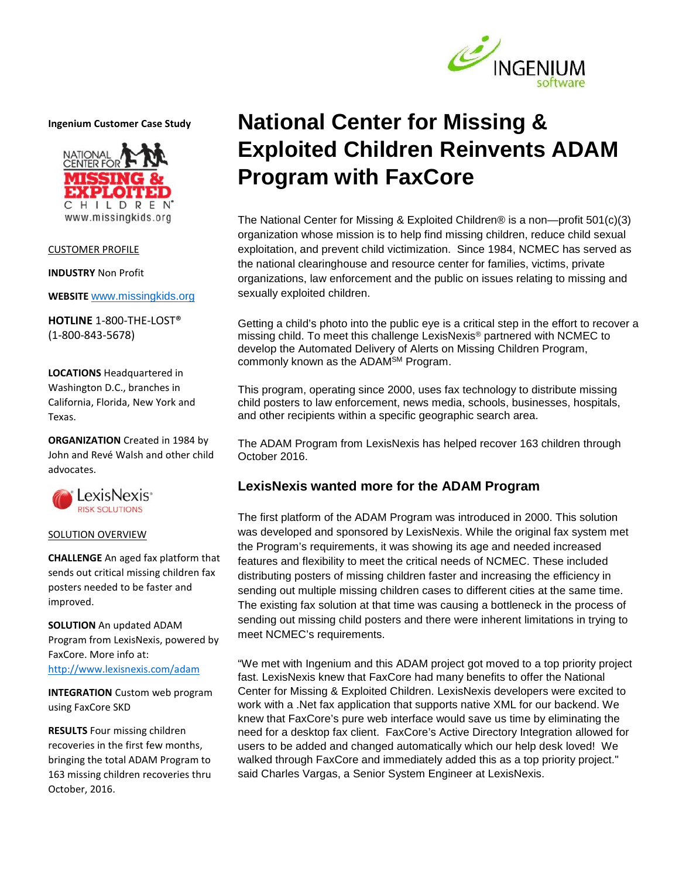Ingenium Customer Case Study

# National Center for Missing & Exploited Children Reinvents ADAM Program with FaxCore

The National Center for Missing & Exploited Children® is a non—profit 501(c)(3) organization whose mission is to help find missing children, reduce child sexual exploitation, and prevent child victimization. Since 1984, NCMEC has served as the national clearinghouse and resource center for families, victims, private organizations, law enforcement and the public on issues relating to missing and sexually exploited children.

Getting a child's photo into the public eye is a critical step in the effort to recover a missing child. To meet this challenge LexisNexis® partnered with NCMEC to develop the Automated Delivery of Alerts on Missing Children Program, commonly known as the ADAM℠ Program.

This program, operating since 2000, uses fax technology to distribute missing child posters to law enforcement, news media, schools, businesses, hospitals, and other recipients within a specific geographic search area.

The ADAM Program from LexisNexis has helped recover 163 children through October 2016.

## LexisNexis wanted more for the ADAM Program

The first platform of the ADAM Program was introduced in 2000. This solution was developed and sponsored by LexisNexis. While the original fax system met the Program's requirements, it was showing its age and needed increased features and flexibility to meet the critical needs of NCMEC. These included distributing posters of missing children faster and increasing the efficiency in sending out multiple missing children cases to different cities at the same time. The existing fax solution at that time was causing a bottleneck in the process of sending out missing child posters and there were inherent limitations in trying to meet NCMEC's requirements.

"We met with Ingenium and this ADAM project got moved to a top priority project fast. LexisNexis knew that FaxCore had many benefits to offer the National Center for Missing & Exploited Children. LexisNexis developers were excited to work with a .Net fax application that supports native XML for our backend. We knew that FaxCore's pure web interface would save us time by eliminating the need for a desktop fax client. FaxCore's Active Directory Integration allowed for users to be added and changed automatically which our help desk loved! We walked through FaxCore and immediately added this as a top priority project." said Charles Vargas, a Senior System Engineer at LexisNexis.

---

CUSTOMER PROFILE

**INDUSTRY** Non Profit

**WEBSITE** www.missingkids.org

**HOTLINE** 1-800-THE-LOST® (1-800-843-5678)

**LOCATIONS** Headquartered in Washington D.C., branches in California, Florida, New York and Texas.

**ORGANIZATION** Created in 1984 by John and Revé Walsh and other child advocates.

SOLUTION OVERVIEW

**CHALLENGE** An aged fax platform that sends out critical missing children fax posters needed to be faster and improved.

**SOLUTION** An updated ADAM Program from LexisNexis, powered by FaxCore. More info at: http://www.lexisnexis.com/adam

**INTEGRATION** Custom web program using FaxCore SKD

**RESULTS** Four missing children recoveries in the first few months, bringing the total ADAM Program to 163 missing children recoveries thru October, 2016.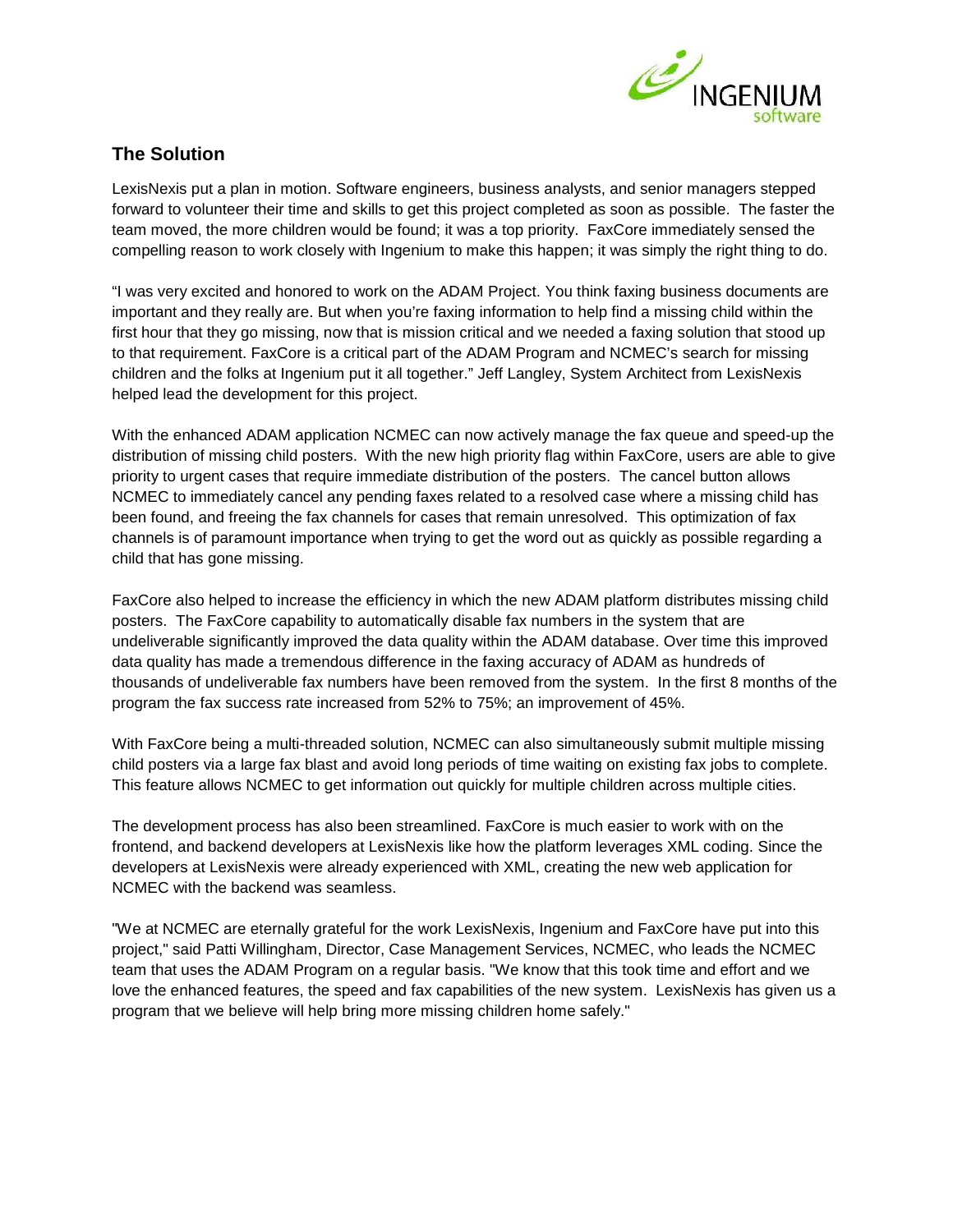## The Solution

LexisNexis put a plan in motion. Software engineers, business analysts, and senior managers stepped forward to volunteer their time and skills to get this project completed as soon as possible. The faster the team moved, the more children would be found; it was a top priority. FaxCore immediately sensed the compelling reason to work closely with Ingenium to make this happen; it was simply the right thing to do.

“I was very excited and honored to work on the ADAM Project. You think faxing business documents are important and they really are. But when you’re faxing information to help find a missing child within the first hour that they go missing, now that is mission critical and we needed a faxing solution that stood up to that requirement. FaxCore is a critical part of the ADAM Program and NCMEC’s search for missing children and the folks at Ingenium put it all together.” Jeff Langley, System Architect from LexisNexis helped lead the development for this project.

With the enhanced ADAM application NCMEC can now actively manage the fax queue and speed-up the distribution of missing child posters. With the new high priority flag within FaxCore, users are able to give priority to urgent cases that require immediate distribution of the posters. The cancel button allows NCMEC to immediately cancel any pending faxes related to a resolved case where a missing child has been found, and freeing the fax channels for cases that remain unresolved. This optimization of fax channels is of paramount importance when trying to get the word out as quickly as possible regarding a child that has gone missing.

FaxCore also helped to increase the efficiency in which the new ADAM platform distributes missing child posters. The FaxCore capability to automatically disable fax numbers in the system that are undeliverable significantly improved the data quality within the ADAM database. Over time this improved data quality has made a tremendous difference in the faxing accuracy of ADAM as hundreds of thousands of undeliverable fax numbers have been removed from the system. In the first 8 months of the program the fax success rate increased from 52% to 75%; an improvement of 45%.

With FaxCore being a multi-threaded solution, NCMEC can also simultaneously submit multiple missing child posters via a large fax blast and avoid long periods of time waiting on existing fax jobs to complete. This feature allows NCMEC to get information out quickly for multiple children across multiple cities.

The development process has also been streamlined. FaxCore is much easier to work with on the frontend, and backend developers at LexisNexis like how the platform leverages XML coding. Since the developers at LexisNexis were already experienced with XML, creating the new web application for NCMEC with the backend was seamless.

"We at NCMEC are eternally grateful for the work LexisNexis, Ingenium and FaxCore have put into this project," said Patti Willingham, Director, Case Management Services, NCMEC, who leads the NCMEC team that uses the ADAM Program on a regular basis. "We know that this took time and effort and we love the enhanced features, the speed and fax capabilities of the new system. LexisNexis has given us a program that we believe will help bring more missing children home safely."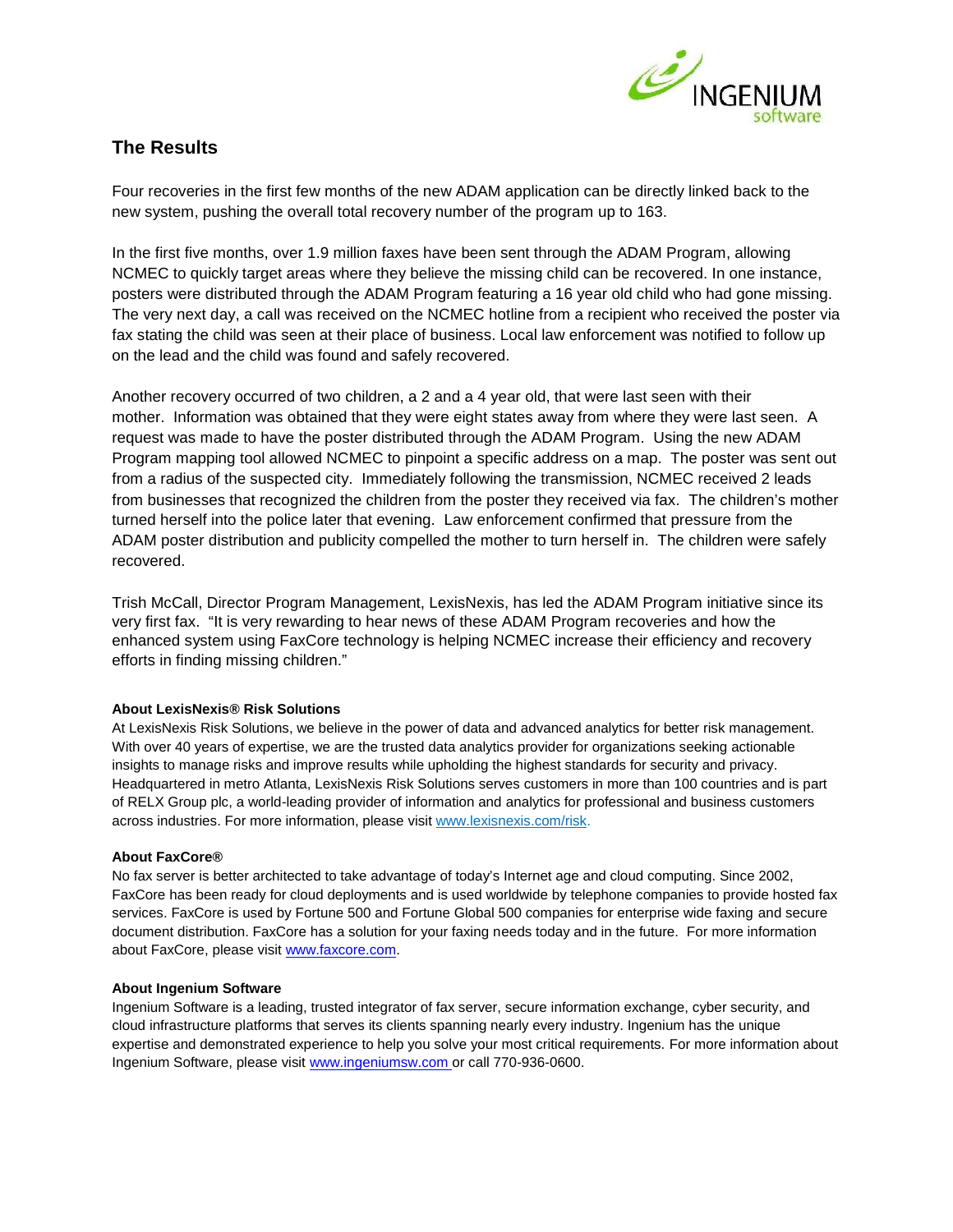## The Results

Four recoveries in the first few months of the new ADAM application can be directly linked back to the new system, pushing the overall total recovery number of the program up to 163.

In the first five months, over 1.9 million faxes have been sent through the ADAM Program, allowing NCMEC to quickly target areas where they believe the missing child can be recovered. In one instance, posters were distributed through the ADAM Program featuring a 16 year old child who had gone missing. The very next day, a call was received on the NCMEC hotline from a recipient who received the poster via fax stating the child was seen at their place of business. Local law enforcement was notified to follow up on the lead and the child was found and safely recovered.

Another recovery occurred of two children, a 2 and a 4 year old, that were last seen with their mother. Information was obtained that they were eight states away from where they were last seen. A request was made to have the poster distributed through the ADAM Program. Using the new ADAM Program mapping tool allowed NCMEC to pinpoint a specific address on a map. The poster was sent out from a radius of the suspected city. Immediately following the transmission, NCMEC received 2 leads from businesses that recognized the children from the poster they received via fax. The children's mother turned herself into the police later that evening. Law enforcement confirmed that pressure from the ADAM poster distribution and publicity compelled the mother to turn herself in. The children were safely recovered.

Trish McCall, Director Program Management, LexisNexis, has led the ADAM Program initiative since its very first fax. "It is very rewarding to hear news of these ADAM Program recoveries and how the enhanced system using FaxCore technology is helping NCMEC increase their efficiency and recovery efforts in finding missing children."

**About LexisNexis® Risk Solutions**

At LexisNexis Risk Solutions, we believe in the power of data and advanced analytics for better risk management. With over 40 years of expertise, we are the trusted data analytics provider for organizations seeking actionable insights to manage risks and improve results while upholding the highest standards for security and privacy. Headquartered in metro Atlanta, LexisNexis Risk Solutions serves customers in more than 100 countries and is part of RELX Group plc, a world-leading provider of information and analytics for professional and business customers across industries. For more information, please visit www.lexisnexis.com/risk.

**About FaxCore®**

No fax server is better architected to take advantage of today's Internet age and cloud computing. Since 2002, FaxCore has been ready for cloud deployments and is used worldwide by telephone companies to provide hosted fax services. FaxCore is used by Fortune 500 and Fortune Global 500 companies for enterprise wide faxing and secure document distribution. FaxCore has a solution for your faxing needs today and in the future. For more information about FaxCore, please visit www.faxcore.com.

**About Ingenium Software**

Ingenium Software is a leading, trusted integrator of fax server, secure information exchange, cyber security, and cloud infrastructure platforms that serves its clients spanning nearly every industry. Ingenium has the unique expertise and demonstrated experience to help you solve your most critical requirements. For more information about Ingenium Software, please visit www.ingeniumsw.com or call 770-936-0600.